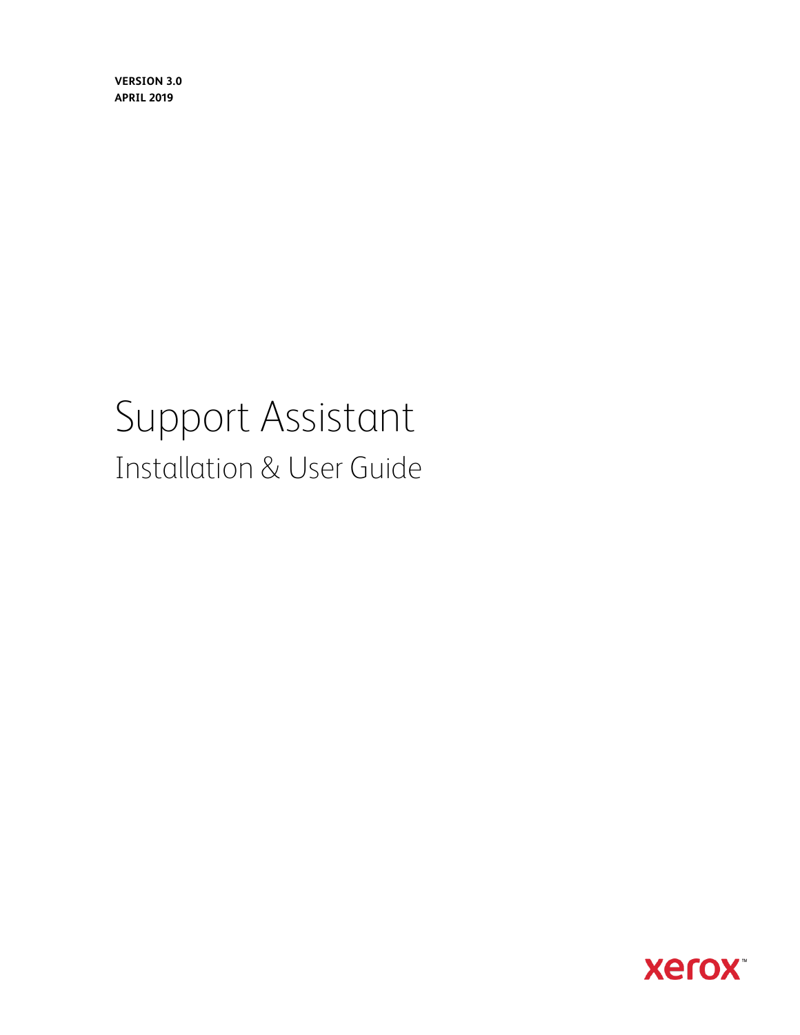**VERSION 3.0**
**APRIL 2019**

# Support Assistant

## Installation & User Guide

xerox™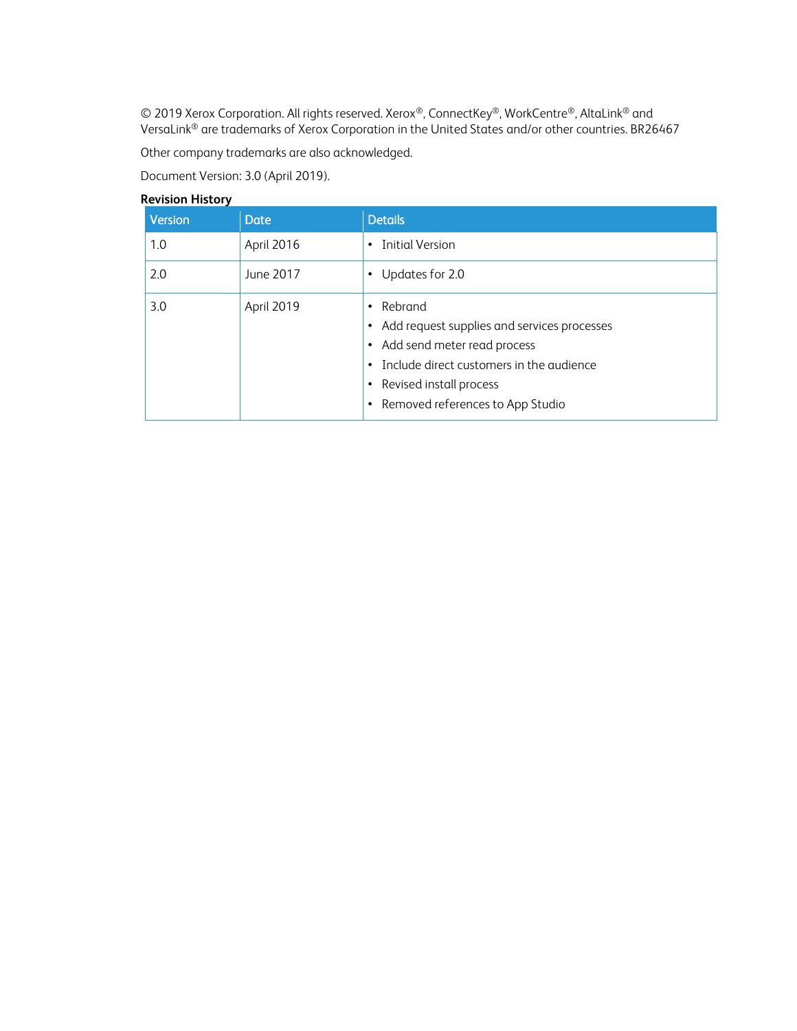© 2019 Xerox Corporation. All rights reserved. Xerox®, ConnectKey®, WorkCentre®, AltaLink® and VersaLink® are trademarks of Xerox Corporation in the United States and/or other countries. BR26467

Other company trademarks are also acknowledged.

Document Version: 3.0 (April 2019).

**Revision History**

| Version | Date | Details |
|---|---|---|
| 1.0 | April 2016 | • Initial Version |
| 2.0 | June 2017 | • Updates for 2.0 |
| 3.0 | April 2019 | • Rebrand<br>• Add request supplies and services processes<br>• Add send meter read process<br>• Include direct customers in the audience<br>• Revised install process<br>• Removed references to App Studio |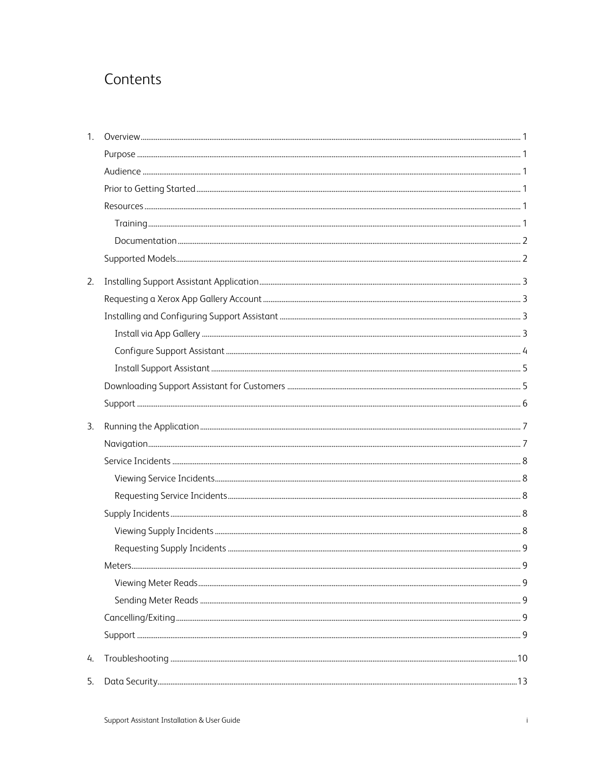# Contents

1. Overview .......... 1
   - Purpose .......... 1
   - Audience .......... 1
   - Prior to Getting Started .......... 1
   - Resources .......... 1
     - Training .......... 1
     - Documentation .......... 2
   - Supported Models .......... 2
2. Installing Support Assistant Application .......... 3
   - Requesting a Xerox App Gallery Account .......... 3
   - Installing and Configuring Support Assistant .......... 3
     - Install via App Gallery .......... 3
     - Configure Support Assistant .......... 4
     - Install Support Assistant .......... 5
   - Downloading Support Assistant for Customers .......... 5
   - Support .......... 6
3. Running the Application .......... 7
   - Navigation .......... 7
   - Service Incidents .......... 8
     - Viewing Service Incidents .......... 8
     - Requesting Service Incidents .......... 8
   - Supply Incidents .......... 8
     - Viewing Supply Incidents .......... 8
     - Requesting Supply Incidents .......... 9
   - Meters .......... 9
     - Viewing Meter Reads .......... 9
     - Sending Meter Reads .......... 9
   - Cancelling/Exiting .......... 9
   - Support .......... 9
4. Troubleshooting .......... 10
5. Data Security .......... 13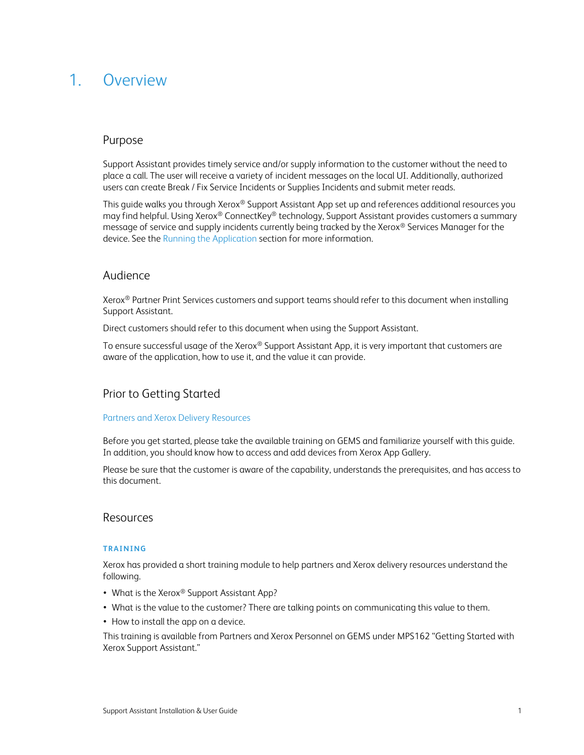# 1. Overview

## Purpose

Support Assistant provides timely service and/or supply information to the customer without the need to place a call. The user will receive a variety of incident messages on the local UI. Additionally, authorized users can create Break / Fix Service Incidents or Supplies Incidents and submit meter reads.

This guide walks you through Xerox® Support Assistant App set up and references additional resources you may find helpful. Using Xerox® ConnectKey® technology, Support Assistant provides customers a summary message of service and supply incidents currently being tracked by the Xerox® Services Manager for the device. See the Running the Application section for more information.

## Audience

Xerox® Partner Print Services customers and support teams should refer to this document when installing Support Assistant.

Direct customers should refer to this document when using the Support Assistant.

To ensure successful usage of the Xerox® Support Assistant App, it is very important that customers are aware of the application, how to use it, and the value it can provide.

## Prior to Getting Started

### Partners and Xerox Delivery Resources

Before you get started, please take the available training on GEMS and familiarize yourself with this guide. In addition, you should know how to access and add devices from Xerox App Gallery.

Please be sure that the customer is aware of the capability, understands the prerequisites, and has access to this document.

## Resources

### TRAINING

Xerox has provided a short training module to help partners and Xerox delivery resources understand the following.

- What is the Xerox® Support Assistant App?
- What is the value to the customer? There are talking points on communicating this value to them.
- How to install the app on a device.

This training is available from Partners and Xerox Personnel on GEMS under MPS162 "Getting Started with Xerox Support Assistant."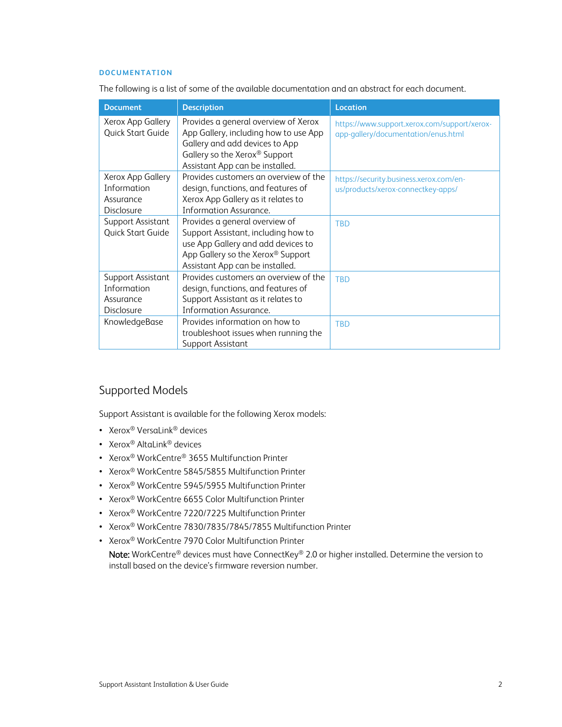### DOCUMENTATION

The following is a list of some of the available documentation and an abstract for each document.

| Document | Description | Location |
|---|---|---|
| Xerox App Gallery Quick Start Guide | Provides a general overview of Xerox App Gallery, including how to use App Gallery and add devices to App Gallery so the Xerox® Support Assistant App can be installed. | https://www.support.xerox.com/support/xerox-app-gallery/documentation/enus.html |
| Xerox App Gallery Information Assurance Disclosure | Provides customers an overview of the design, functions, and features of Xerox App Gallery as it relates to Information Assurance. | https://security.business.xerox.com/en-us/products/xerox-connectkey-apps/ |
| Support Assistant Quick Start Guide | Provides a general overview of Support Assistant, including how to use App Gallery and devices to App Gallery so the Xerox® Support Assistant App can be installed. | TBD |
| Support Assistant Information Assurance Disclosure | Provides customers an overview of the design, functions, and features of Support Assistant as it relates to Information Assurance. | TBD |
| KnowledgeBase | Provides information on how to troubleshoot issues when running the Support Assistant | TBD |

## Supported Models

Support Assistant is available for the following Xerox models:

- Xerox® VersaLink® devices
- Xerox® AltaLink® devices
- Xerox® WorkCentre® 3655 Multifunction Printer
- Xerox® WorkCentre 5845/5855 Multifunction Printer
- Xerox® WorkCentre 5945/5955 Multifunction Printer
- Xerox® WorkCentre 6655 Color Multifunction Printer
- Xerox® WorkCentre 7220/7225 Multifunction Printer
- Xerox® WorkCentre 7830/7835/7845/7855 Multifunction Printer
- Xerox® WorkCentre 7970 Color Multifunction Printer

  **Note:** WorkCentre® devices must have ConnectKey® 2.0 or higher installed. Determine the version to install based on the device's firmware reversion number.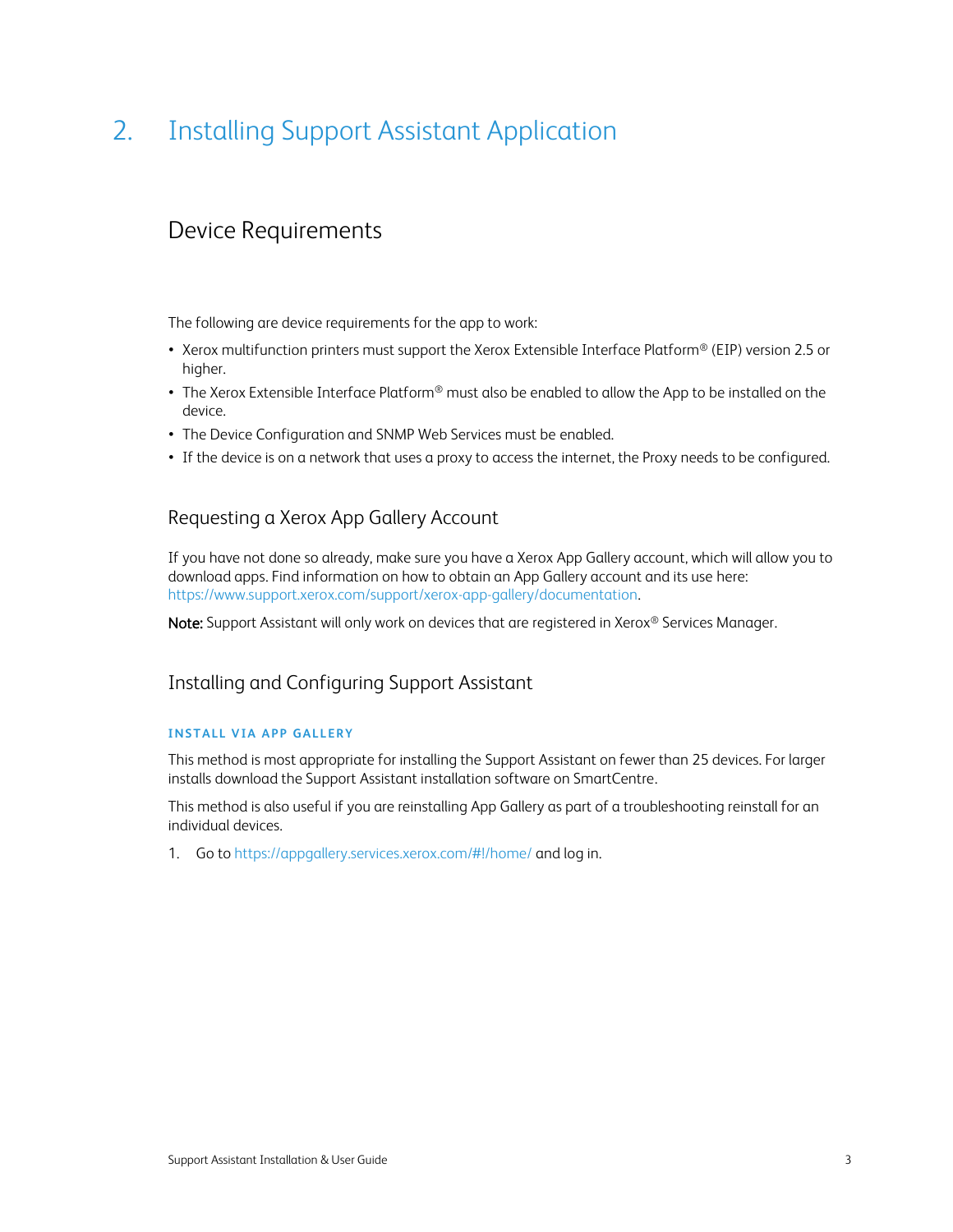# 2. Installing Support Assistant Application

## Device Requirements

The following are device requirements for the app to work:

- Xerox multifunction printers must support the Xerox Extensible Interface Platform® (EIP) version 2.5 or higher.
- The Xerox Extensible Interface Platform® must also be enabled to allow the App to be installed on the device.
- The Device Configuration and SNMP Web Services must be enabled.
- If the device is on a network that uses a proxy to access the internet, the Proxy needs to be configured.

### Requesting a Xerox App Gallery Account

If you have not done so already, make sure you have a Xerox App Gallery account, which will allow you to download apps. Find information on how to obtain an App Gallery account and its use here: https://www.support.xerox.com/support/xerox-app-gallery/documentation.

**Note:** Support Assistant will only work on devices that are registered in Xerox® Services Manager.

### Installing and Configuring Support Assistant

#### INSTALL VIA APP GALLERY

This method is most appropriate for installing the Support Assistant on fewer than 25 devices. For larger installs download the Support Assistant installation software on SmartCentre.

This method is also useful if you are reinstalling App Gallery as part of a troubleshooting reinstall for an individual devices.

1. Go to https://appgallery.services.xerox.com/#!/home/ and log in.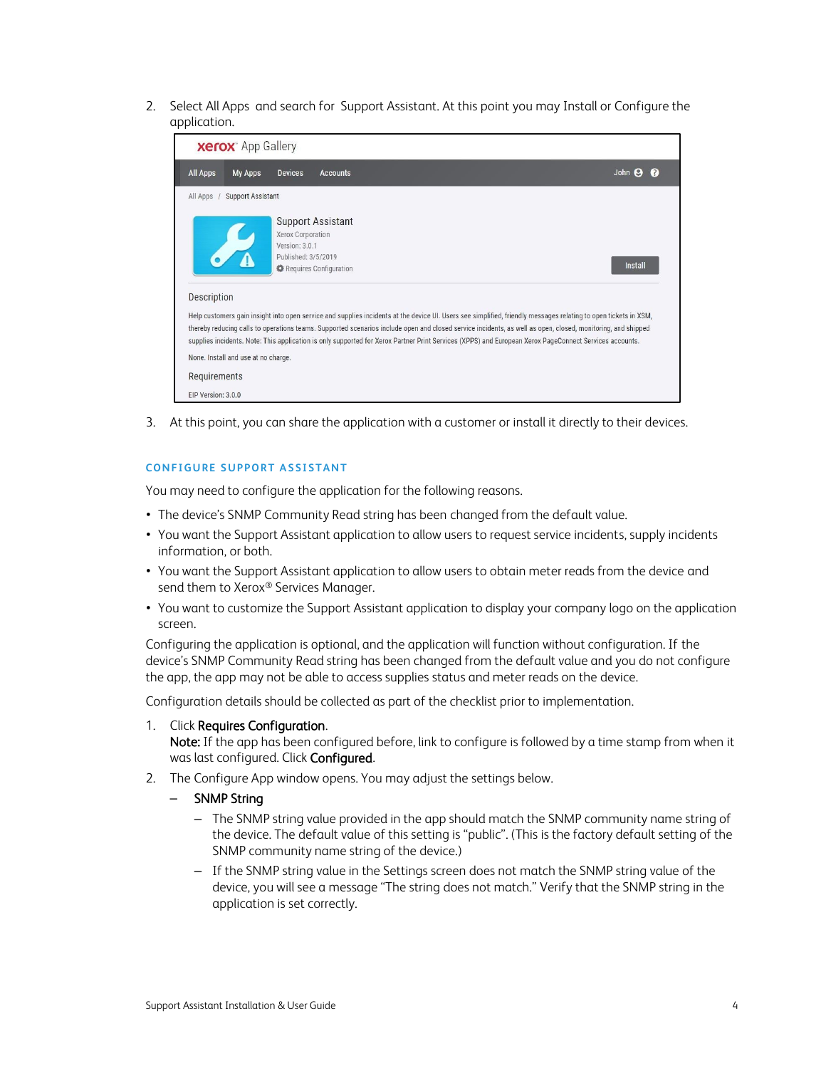2. Select All Apps and search for Support Assistant. At this point you may Install or Configure the application.

3. At this point, you can share the application with a customer or install it directly to their devices.

### CONFIGURE SUPPORT ASSISTANT

You may need to configure the application for the following reasons.

- The device's SNMP Community Read string has been changed from the default value.
- You want the Support Assistant application to allow users to request service incidents, supply incidents information, or both.
- You want the Support Assistant application to allow users to obtain meter reads from the device and send them to Xerox® Services Manager.
- You want to customize the Support Assistant application to display your company logo on the application screen.

Configuring the application is optional, and the application will function without configuration. If the device's SNMP Community Read string has been changed from the default value and you do not configure the app, the app may not be able to access supplies status and meter reads on the device.

Configuration details should be collected as part of the checklist prior to implementation.

1. Click **Requires Configuration**.
   **Note:** If the app has been configured before, link to configure is followed by a time stamp from when it was last configured. Click **Configured**.
2. The Configure App window opens. You may adjust the settings below.
   - **SNMP String**
     - The SNMP string value provided in the app should match the SNMP community name string of the device. The default value of this setting is "public". (This is the factory default setting of the SNMP community name string of the device.)
     - If the SNMP string value in the Settings screen does not match the SNMP string value of the device, you will see a message "The string does not match." Verify that the SNMP string in the application is set correctly.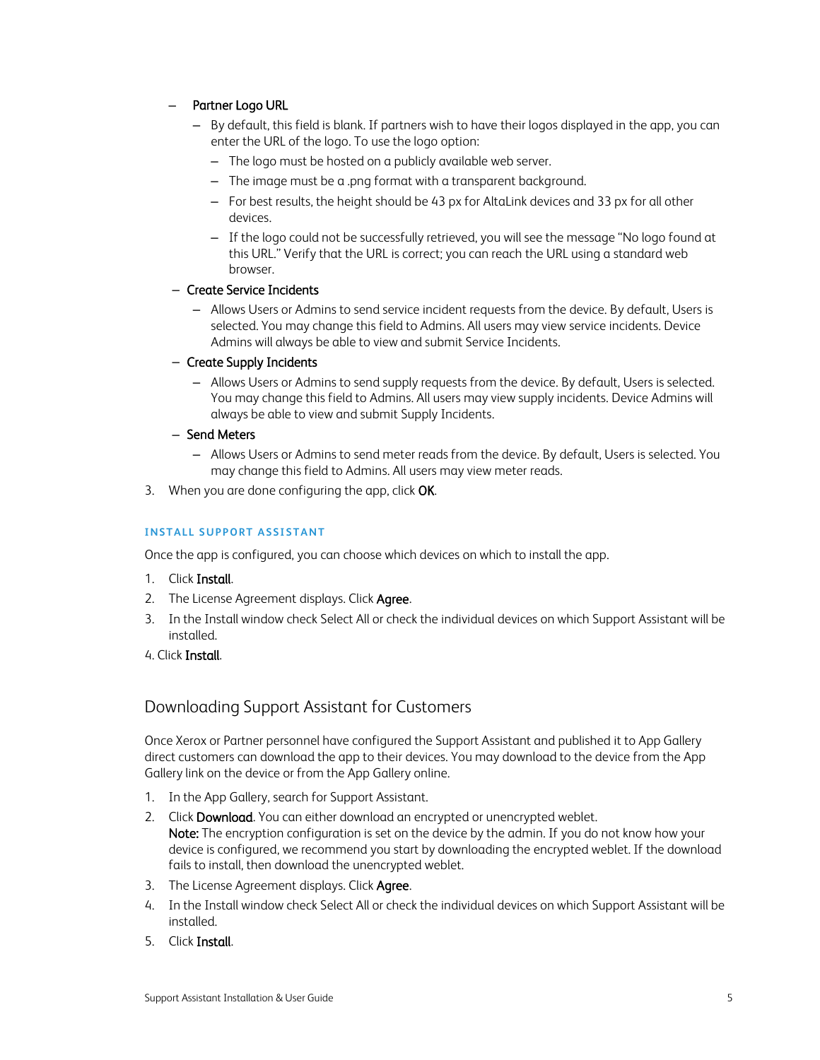- Partner Logo URL
  - By default, this field is blank. If partners wish to have their logos displayed in the app, you can enter the URL of the logo. To use the logo option:
    - The logo must be hosted on a publicly available web server.
    - The image must be a .png format with a transparent background.
    - For best results, the height should be 43 px for AltaLink devices and 33 px for all other devices.
    - If the logo could not be successfully retrieved, you will see the message "No logo found at this URL." Verify that the URL is correct; you can reach the URL using a standard web browser.
- Create Service Incidents
  - Allows Users or Admins to send service incident requests from the device. By default, Users is selected. You may change this field to Admins. All users may view service incidents. Device Admins will always be able to view and submit Service Incidents.
- Create Supply Incidents
  - Allows Users or Admins to send supply requests from the device. By default, Users is selected. You may change this field to Admins. All users may view supply incidents. Device Admins will always be able to view and submit Supply Incidents.
- Send Meters
  - Allows Users or Admins to send meter reads from the device. By default, Users is selected. You may change this field to Admins. All users may view meter reads.

3. When you are done configuring the app, click **OK**.

#### INSTALL SUPPORT ASSISTANT

Once the app is configured, you can choose which devices on which to install the app.

1. Click **Install**.
2. The License Agreement displays. Click **Agree**.
3. In the Install window check Select All or check the individual devices on which Support Assistant will be installed.
4. Click **Install**.

## Downloading Support Assistant for Customers

Once Xerox or Partner personnel have configured the Support Assistant and published it to App Gallery direct customers can download the app to their devices. You may download to the device from the App Gallery link on the device or from the App Gallery online.

1. In the App Gallery, search for Support Assistant.
2. Click **Download**. You can either download an encrypted or unencrypted weblet.
   **Note:** The encryption configuration is set on the device by the admin. If you do not know how your device is configured, we recommend you start by downloading the encrypted weblet. If the download fails to install, then download the unencrypted weblet.
3. The License Agreement displays. Click **Agree**.
4. In the Install window check Select All or check the individual devices on which Support Assistant will be installed.
5. Click **Install**.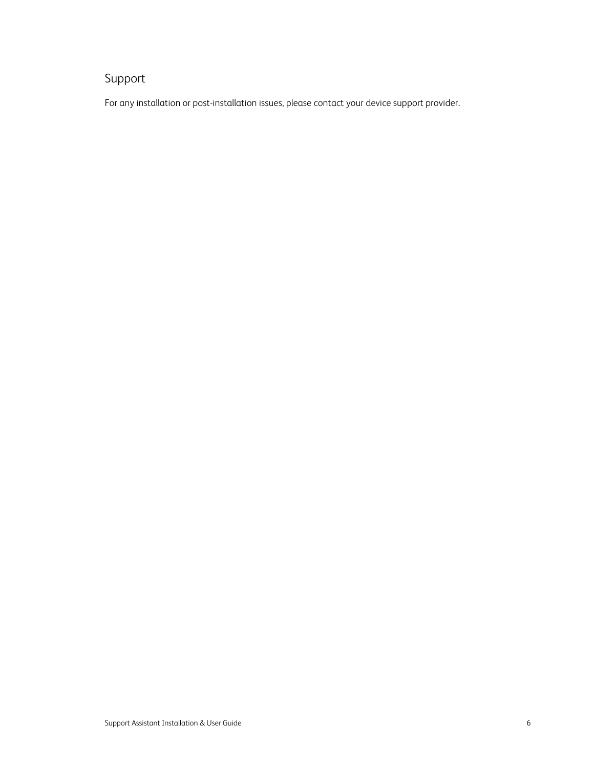## Support

For any installation or post-installation issues, please contact your device support provider.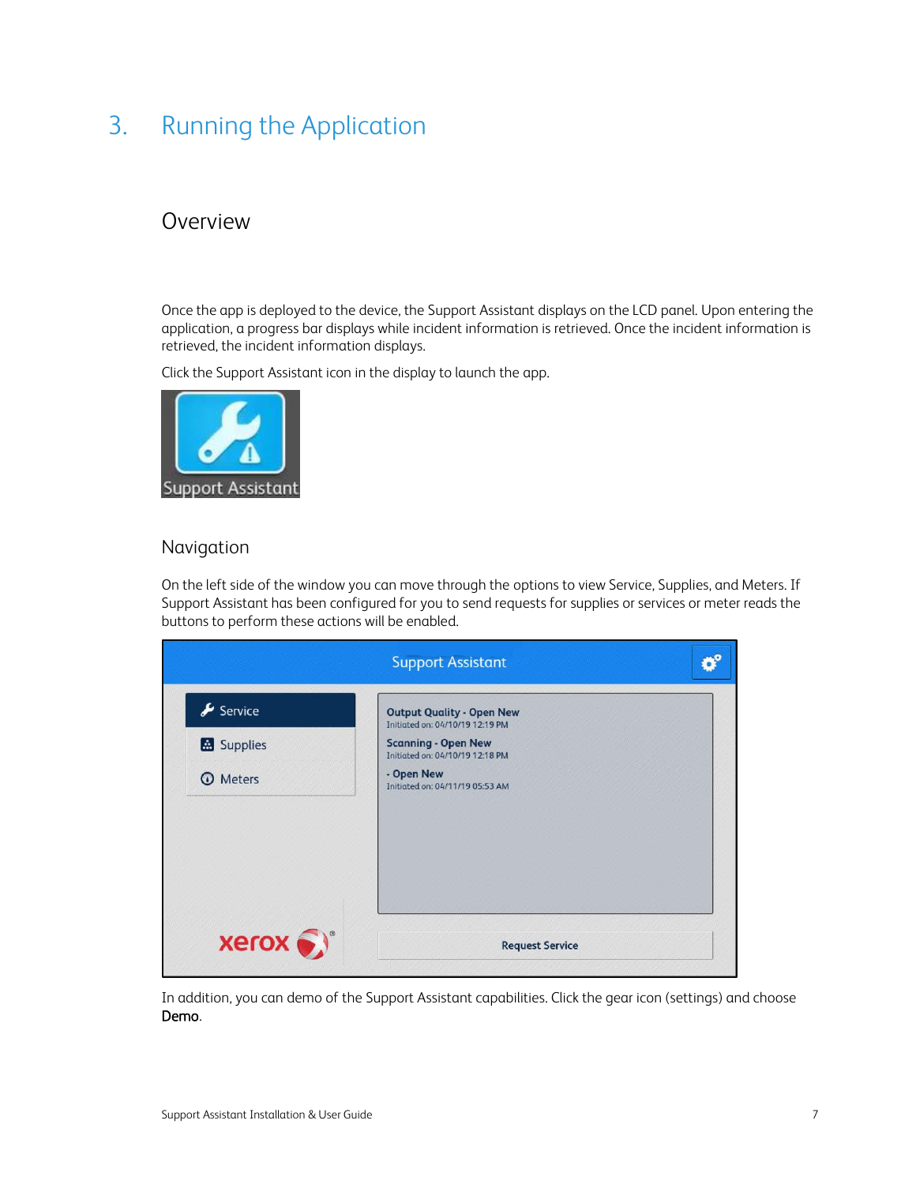# 3. Running the Application

## Overview

Once the app is deployed to the device, the Support Assistant displays on the LCD panel. Upon entering the application, a progress bar displays while incident information is retrieved. Once the incident information is retrieved, the incident information displays.

Click the Support Assistant icon in the display to launch the app.

### Navigation

On the left side of the window you can move through the options to view Service, Supplies, and Meters. If Support Assistant has been configured for you to send requests for supplies or services or meter reads the buttons to perform these actions will be enabled.

In addition, you can demo of the Support Assistant capabilities. Click the gear icon (settings) and choose **Demo**.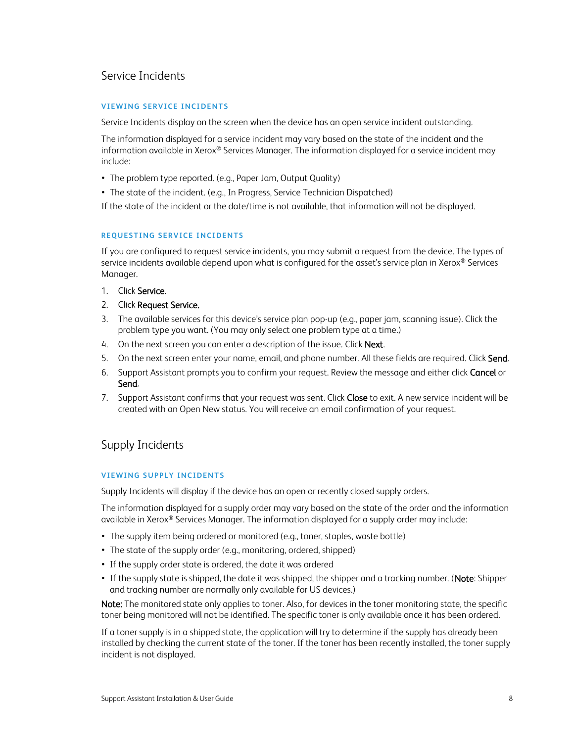## Service Incidents

### VIEWING SERVICE INCIDENTS

Service Incidents display on the screen when the device has an open service incident outstanding.

The information displayed for a service incident may vary based on the state of the incident and the information available in Xerox® Services Manager. The information displayed for a service incident may include:

- The problem type reported. (e.g., Paper Jam, Output Quality)
- The state of the incident. (e.g., In Progress, Service Technician Dispatched)

If the state of the incident or the date/time is not available, that information will not be displayed.

### REQUESTING SERVICE INCIDENTS

If you are configured to request service incidents, you may submit a request from the device. The types of service incidents available depend upon what is configured for the asset's service plan in Xerox® Services Manager.

1. Click **Service**.
2. Click **Request Service.**
3. The available services for this device's service plan pop-up (e.g., paper jam, scanning issue). Click the problem type you want. (You may only select one problem type at a time.)
4. On the next screen you can enter a description of the issue. Click **Next**.
5. On the next screen enter your name, email, and phone number. All these fields are required. Click **Send**.
6. Support Assistant prompts you to confirm your request. Review the message and either click **Cancel** or **Send**.
7. Support Assistant confirms that your request was sent. Click **Close** to exit. A new service incident will be created with an Open New status. You will receive an email confirmation of your request.

## Supply Incidents

### VIEWING SUPPLY INCIDENTS

Supply Incidents will display if the device has an open or recently closed supply orders.

The information displayed for a supply order may vary based on the state of the order and the information available in Xerox® Services Manager. The information displayed for a supply order may include:

- The supply item being ordered or monitored (e.g., toner, staples, waste bottle)
- The state of the supply order (e.g., monitoring, ordered, shipped)
- If the supply order state is ordered, the date it was ordered
- If the supply state is shipped, the date it was shipped, the shipper and a tracking number. (**Note**: Shipper and tracking number are normally only available for US devices.)

**Note:** The monitored state only applies to toner. Also, for devices in the toner monitoring state, the specific toner being monitored will not be identified. The specific toner is only available once it has been ordered.

If a toner supply is in a shipped state, the application will try to determine if the supply has already been installed by checking the current state of the toner. If the toner has been recently installed, the toner supply incident is not displayed.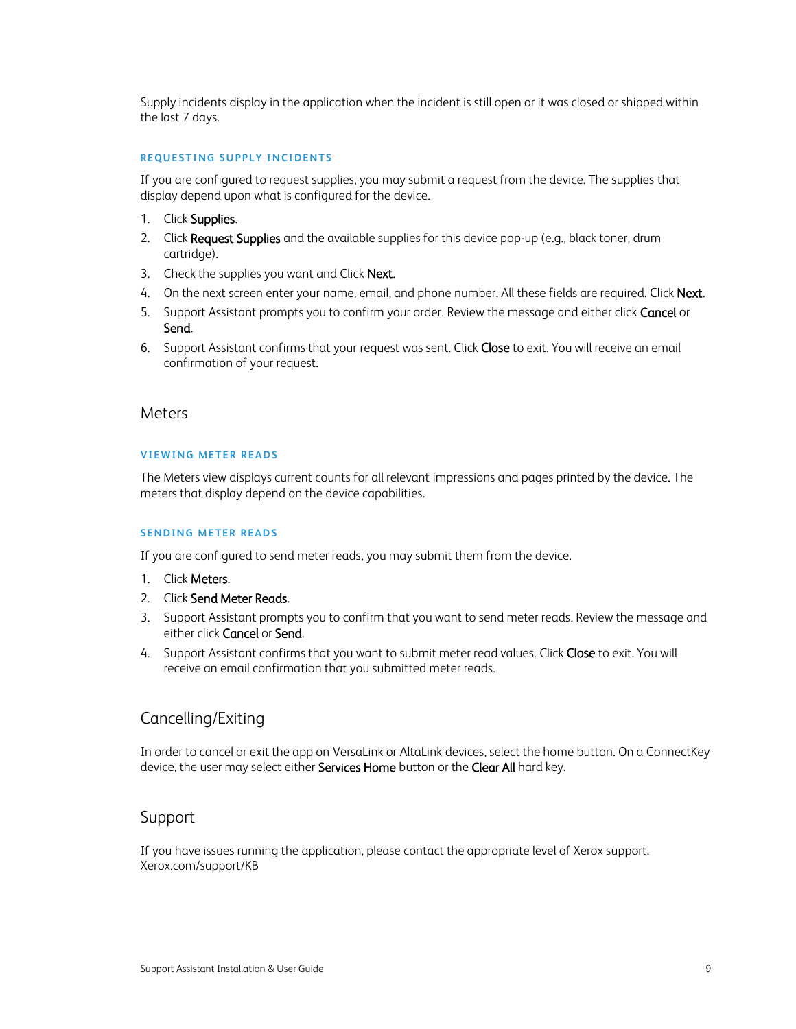Supply incidents display in the application when the incident is still open or it was closed or shipped within the last 7 days.

#### REQUESTING SUPPLY INCIDENTS

If you are configured to request supplies, you may submit a request from the device. The supplies that display depend upon what is configured for the device.

1. Click **Supplies**.
2. Click **Request Supplies** and the available supplies for this device pop-up (e.g., black toner, drum cartridge).
3. Check the supplies you want and Click **Next**.
4. On the next screen enter your name, email, and phone number. All these fields are required. Click **Next**.
5. Support Assistant prompts you to confirm your order. Review the message and either click **Cancel** or **Send**.
6. Support Assistant confirms that your request was sent. Click **Close** to exit. You will receive an email confirmation of your request.

## Meters

#### VIEWING METER READS

The Meters view displays current counts for all relevant impressions and pages printed by the device. The meters that display depend on the device capabilities.

#### SENDING METER READS

If you are configured to send meter reads, you may submit them from the device.

1. Click **Meters**.
2. Click **Send Meter Reads**.
3. Support Assistant prompts you to confirm that you want to send meter reads. Review the message and either click **Cancel** or **Send**.
4. Support Assistant confirms that you want to submit meter read values. Click **Close** to exit. You will receive an email confirmation that you submitted meter reads.

## Cancelling/Exiting

In order to cancel or exit the app on VersaLink or AltaLink devices, select the home button. On a ConnectKey device, the user may select either **Services Home** button or the **Clear All** hard key.

## Support

If you have issues running the application, please contact the appropriate level of Xerox support. Xerox.com/support/KB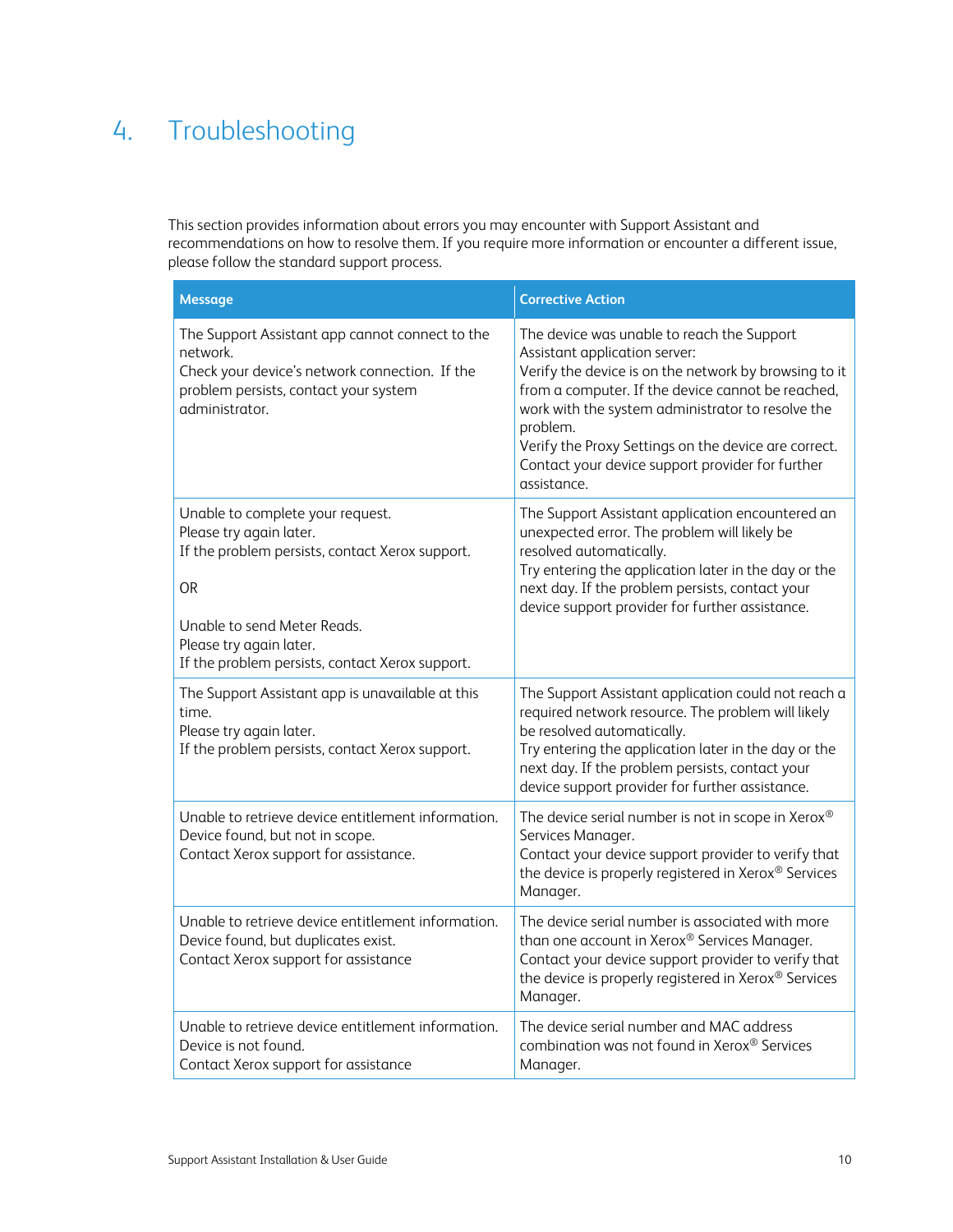# 4. Troubleshooting

This section provides information about errors you may encounter with Support Assistant and recommendations on how to resolve them. If you require more information or encounter a different issue, please follow the standard support process.

| Message | Corrective Action |
|---|---|
| The Support Assistant app cannot connect to the network.<br>Check your device's network connection. If the problem persists, contact your system administrator. | The device was unable to reach the Support Assistant application server:<br>Verify the device is on the network by browsing to it from a computer. If the device cannot be reached, work with the system administrator to resolve the problem.<br>Verify the Proxy Settings on the device are correct.<br>Contact your device support provider for further assistance. |
| Unable to complete your request.<br>Please try again later.<br>If the problem persists, contact Xerox support.<br><br>OR<br><br>Unable to send Meter Reads.<br>Please try again later.<br>If the problem persists, contact Xerox support. | The Support Assistant application encountered an unexpected error. The problem will likely be resolved automatically.<br>Try entering the application later in the day or the next day. If the problem persists, contact your device support provider for further assistance. |
| The Support Assistant app is unavailable at this time.<br>Please try again later.<br>If the problem persists, contact Xerox support. | The Support Assistant application could not reach a required network resource. The problem will likely be resolved automatically.<br>Try entering the application later in the day or the next day. If the problem persists, contact your device support provider for further assistance. |
| Unable to retrieve device entitlement information.<br>Device found, but not in scope.<br>Contact Xerox support for assistance. | The device serial number is not in scope in Xerox® Services Manager.<br>Contact your device support provider to verify that the device is properly registered in Xerox® Services Manager. |
| Unable to retrieve device entitlement information.<br>Device found, but duplicates exist.<br>Contact Xerox support for assistance | The device serial number is associated with more than one account in Xerox® Services Manager.<br>Contact your device support provider to verify that the device is properly registered in Xerox® Services Manager. |
| Unable to retrieve device entitlement information.<br>Device is not found.<br>Contact Xerox support for assistance | The device serial number and MAC address combination was not found in Xerox® Services Manager. |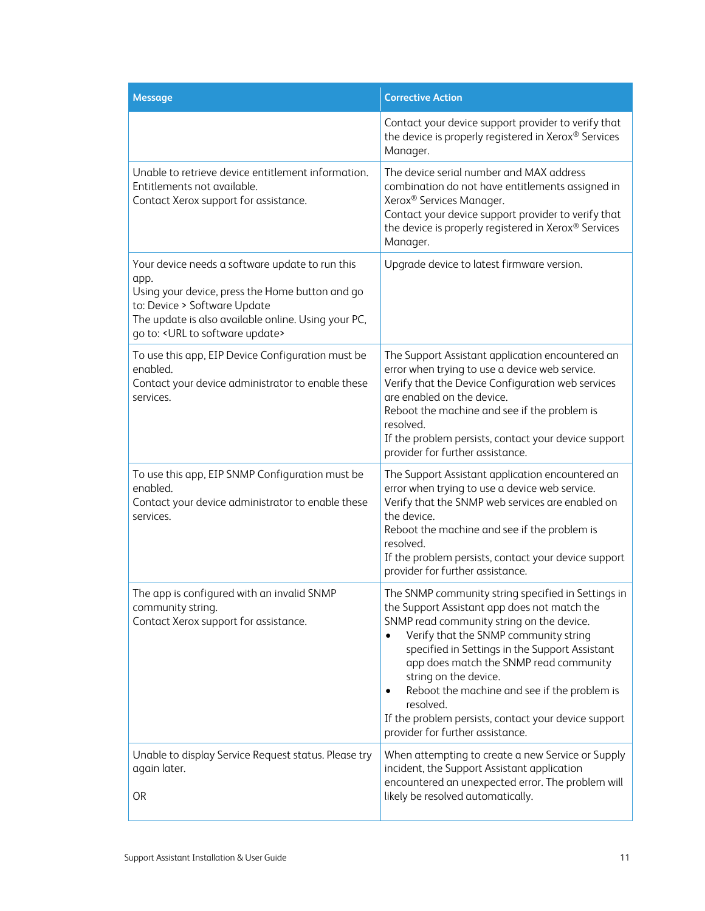| Message | Corrective Action |
|---|---|
| | Contact your device support provider to verify that the device is properly registered in Xerox® Services Manager. |
| Unable to retrieve device entitlement information.<br>Entitlements not available.<br>Contact Xerox support for assistance. | The device serial number and MAX address combination do not have entitlements assigned in Xerox® Services Manager.<br>Contact your device support provider to verify that the device is properly registered in Xerox® Services Manager. |
| Your device needs a software update to run this app.<br>Using your device, press the Home button and go to: Device > Software Update<br>The update is also available online. Using your PC, go to: <URL to software update> | Upgrade device to latest firmware version. |
| To use this app, EIP Device Configuration must be enabled.<br>Contact your device administrator to enable these services. | The Support Assistant application encountered an error when trying to use a device web service.<br>Verify that the Device Configuration web services are enabled on the device.<br>Reboot the machine and see if the problem is resolved.<br>If the problem persists, contact your device support provider for further assistance. |
| To use this app, EIP SNMP Configuration must be enabled.<br>Contact your device administrator to enable these services. | The Support Assistant application encountered an error when trying to use a device web service.<br>Verify that the SNMP web services are enabled on the device.<br>Reboot the machine and see if the problem is resolved.<br>If the problem persists, contact your device support provider for further assistance. |
| The app is configured with an invalid SNMP community string.<br>Contact Xerox support for assistance. | The SNMP community string specified in Settings in the Support Assistant app does not match the SNMP read community string on the device.<br>• Verify that the SNMP community string specified in Settings in the Support Assistant app does match the SNMP read community string on the device.<br>• Reboot the machine and see if the problem is resolved.<br>If the problem persists, contact your device support provider for further assistance. |
| Unable to display Service Request status. Please try again later.<br><br>OR | When attempting to create a new Service or Supply incident, the Support Assistant application encountered an unexpected error. The problem will likely be resolved automatically. |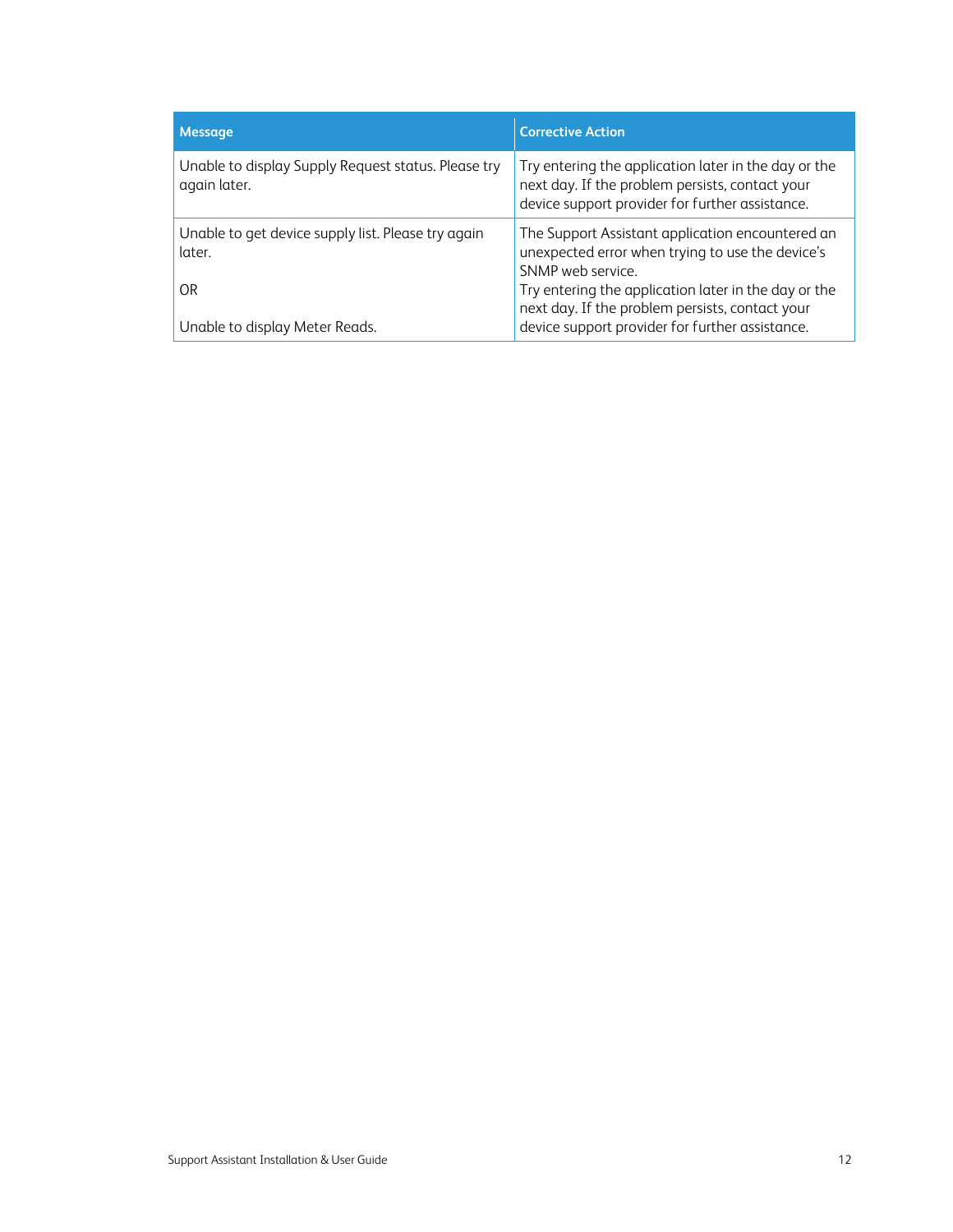| Message | Corrective Action |
| --- | --- |
| Unable to display Supply Request status. Please try again later. | Try entering the application later in the day or the next day. If the problem persists, contact your device support provider for further assistance. |
| Unable to get device supply list. Please try again later.<br><br>OR<br><br>Unable to display Meter Reads. | The Support Assistant application encountered an unexpected error when trying to use the device's SNMP web service.<br>Try entering the application later in the day or the next day. If the problem persists, contact your device support provider for further assistance. |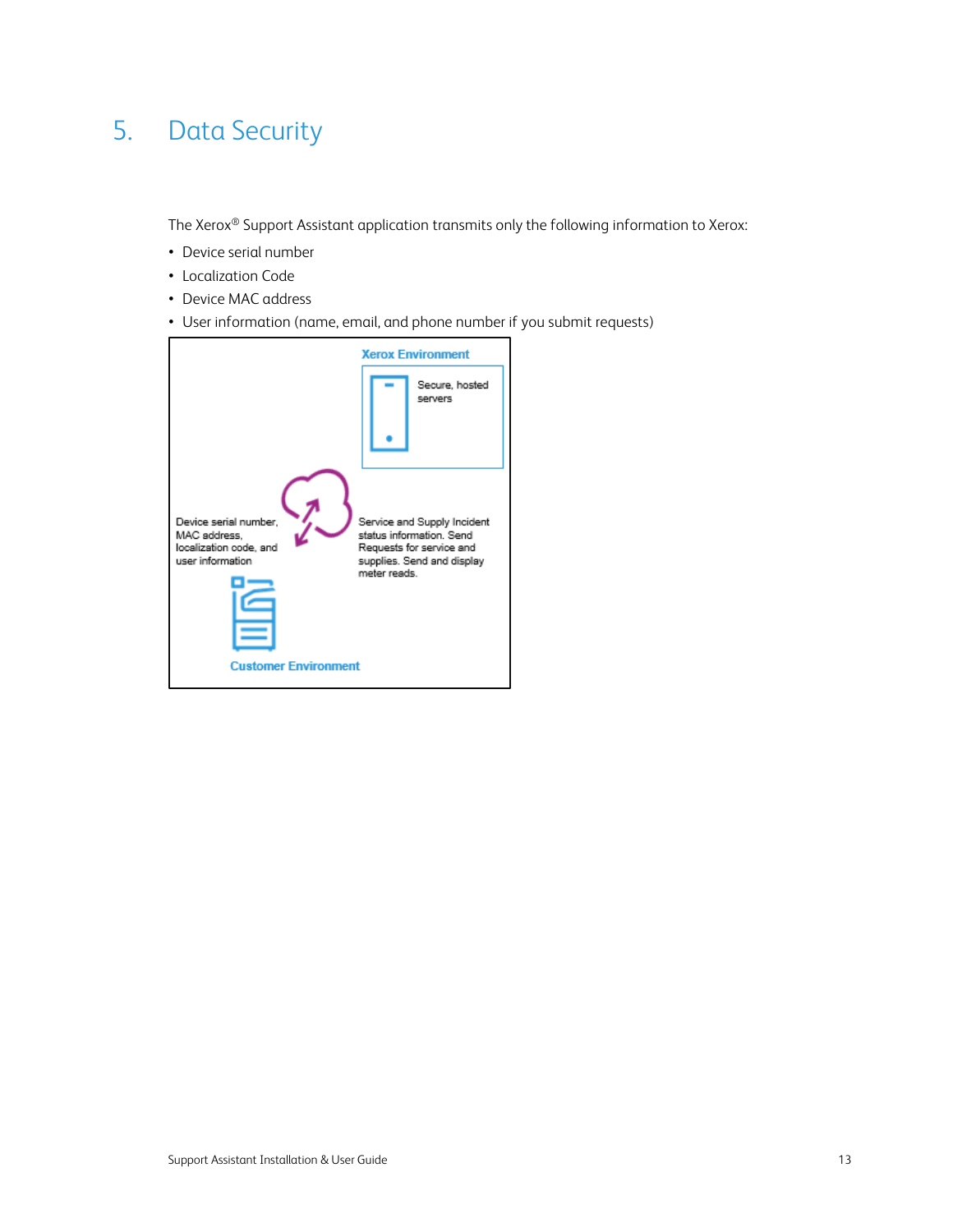# 5. Data Security

The Xerox® Support Assistant application transmits only the following information to Xerox:

- Device serial number
- Localization Code
- Device MAC address
- User information (name, email, and phone number if you submit requests)

Xerox Environment

Secure, hosted servers

Device serial number, MAC address, localization code, and user information

Service and Supply Incident status information. Send Requests for service and supplies. Send and display meter reads.

Customer Environment